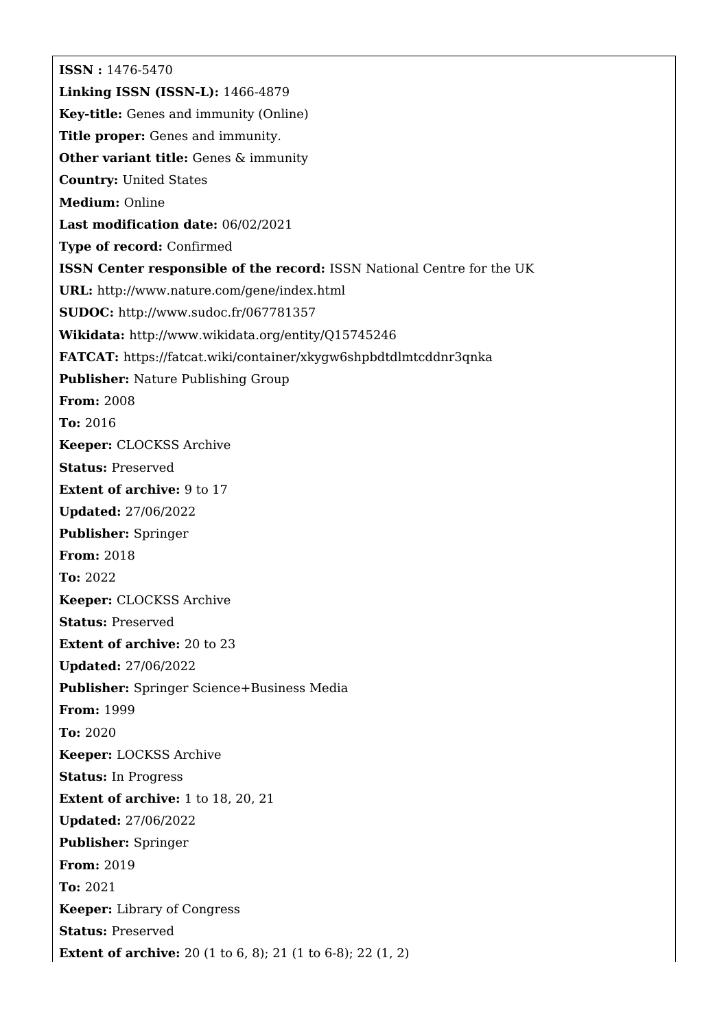**ISSN :** 1476-5470

**Linking ISSN (ISSN-L):** 1466-4879

**Key-title:** Genes and immunity (Online)

**Title proper:** Genes and immunity.

**Other variant title:** Genes & immunity

**Country:** United States

**Medium:** Online

**Last modification date:** 06/02/2021

**Type of record:** Confirmed

**ISSN Center responsible of the record:** ISSN National Centre for the UK

**URL:** http://www.nature.com/gene/index.html

**SUDOC:** http://www.sudoc.fr/067781357

**Wikidata:** http://www.wikidata.org/entity/Q15745246

**FATCAT:** https://fatcat.wiki/container/xkygw6shpbdtdlmtcddnr3qnka

**Publisher:** Nature Publishing Group

**From:** 2008

**To:** 2016

**Keeper:** CLOCKSS Archive

**Status:** Preserved

**Extent of archive:** 9 to 17

**Updated:** 27/06/2022

**Publisher:** Springer

**From:** 2018

**To:** 2022

**Keeper:** CLOCKSS Archive

**Status:** Preserved

**Extent of archive:** 20 to 23

**Updated:** 27/06/2022

**Publisher:** Springer Science+Business Media

**From:** 1999

**To:** 2020

**Keeper:** LOCKSS Archive

**Status:** In Progress

**Extent of archive:** 1 to 18, 20, 21

**Updated:** 27/06/2022

**Publisher:** Springer

**From:** 2019

**To:** 2021

**Keeper:** Library of Congress

**Status:** Preserved

**Extent of archive:** 20 (1 to 6, 8); 21 (1 to 6-8); 22 (1, 2)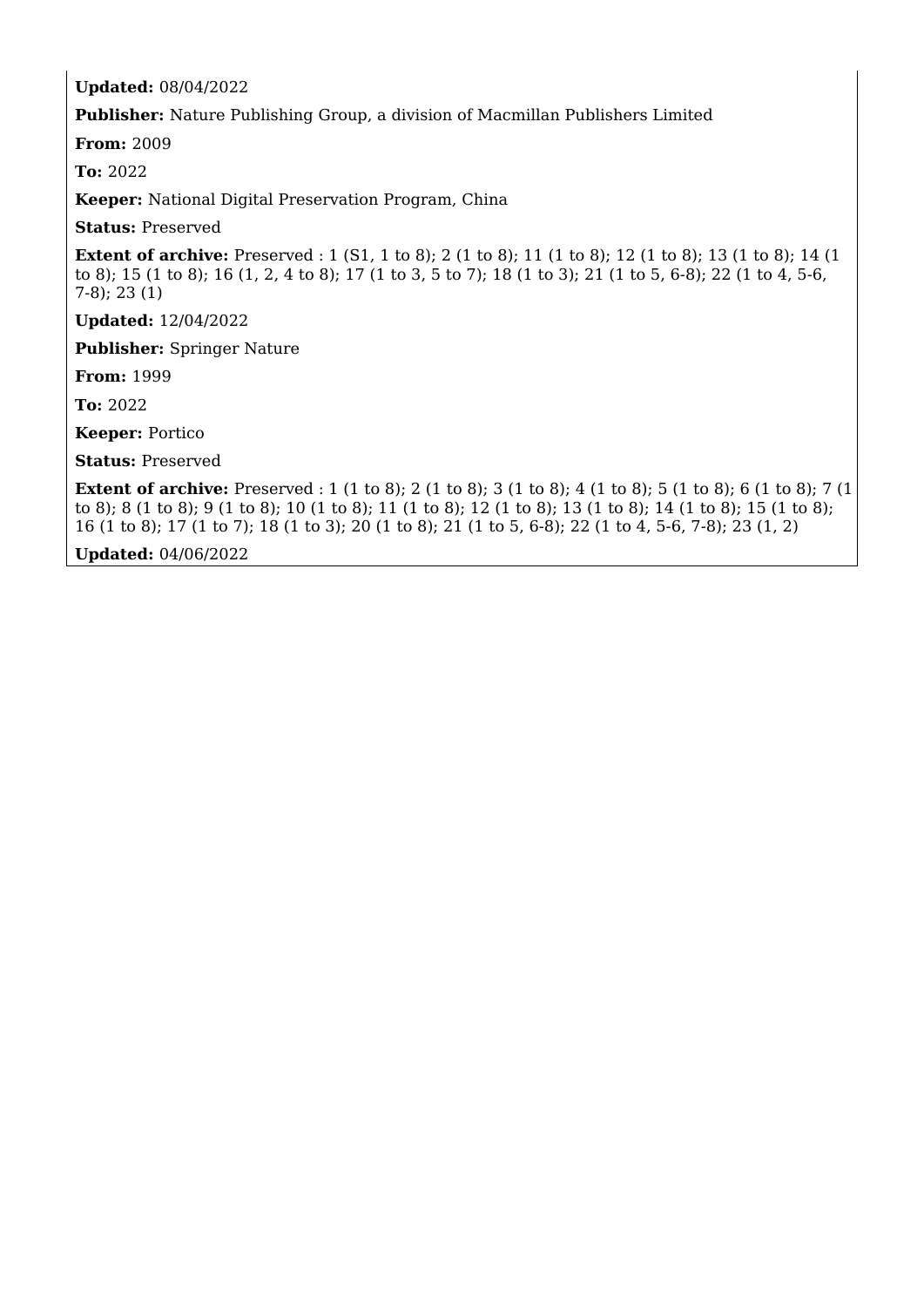**Updated:** 08/04/2022

**Publisher:** Nature Publishing Group, a division of Macmillan Publishers Limited

**From:** 2009

**To:** 2022

**Keeper:** National Digital Preservation Program, China

**Status:** Preserved

**Extent of archive:** Preserved : 1 (S1, 1 to 8); 2 (1 to 8); 11 (1 to 8); 12 (1 to 8); 13 (1 to 8); 14 (1 to 8); 15 (1 to 8); 16 (1, 2, 4 to 8); 17 (1 to 3, 5 to 7); 18 (1 to 3); 21 (1 to 5, 6-8); 22 (1 to 4, 5-6, 7-8); 23 (1)

**Updated:** 12/04/2022

**Publisher:** Springer Nature

**From:** 1999

**To:** 2022

**Keeper:** Portico

**Status:** Preserved

**Extent of archive:** Preserved : 1 (1 to 8); 2 (1 to 8); 3 (1 to 8); 4 (1 to 8); 5 (1 to 8); 6 (1 to 8); 7 (1 to 8); 8 (1 to 8); 9 (1 to 8); 10 (1 to 8); 11 (1 to 8); 12 (1 to 8); 13 (1 to 8); 14 (1 to 8); 15 (1 to 8); 16 (1 to 8); 17 (1 to 7); 18 (1 to 3); 20 (1 to 8); 21 (1 to 5, 6-8); 22 (1 to 4, 5-6, 7-8); 23 (1, 2)

**Updated:** 04/06/2022